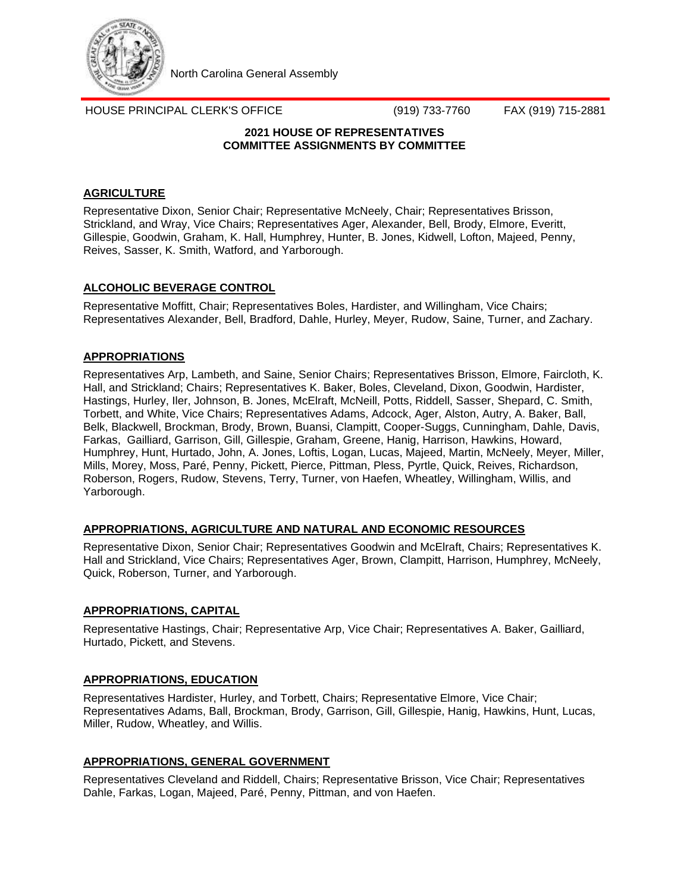North Carolina General Assembly

HOUSE PRINCIPAL CLERK'S OFFICE (919) 733-7760 FAX (919) 715-2881

**2021 HOUSE OF REPRESENTATIVES**
**COMMITTEE ASSIGNMENTS BY COMMITTEE**

## AGRICULTURE

Representative Dixon, Senior Chair; Representative McNeely, Chair; Representatives Brisson, Strickland, and Wray, Vice Chairs; Representatives Ager, Alexander, Bell, Brody, Elmore, Everitt, Gillespie, Goodwin, Graham, K. Hall, Humphrey, Hunter, B. Jones, Kidwell, Lofton, Majeed, Penny, Reives, Sasser, K. Smith, Watford, and Yarborough.

## ALCOHOLIC BEVERAGE CONTROL

Representative Moffitt, Chair; Representatives Boles, Hardister, and Willingham, Vice Chairs; Representatives Alexander, Bell, Bradford, Dahle, Hurley, Meyer, Rudow, Saine, Turner, and Zachary.

## APPROPRIATIONS

Representatives Arp, Lambeth, and Saine, Senior Chairs; Representatives Brisson, Elmore, Faircloth, K. Hall, and Strickland; Chairs; Representatives K. Baker, Boles, Cleveland, Dixon, Goodwin, Hardister, Hastings, Hurley, Iler, Johnson, B. Jones, McElraft, McNeill, Potts, Riddell, Sasser, Shepard, C. Smith, Torbett, and White, Vice Chairs; Representatives Adams, Adcock, Ager, Alston, Autry, A. Baker, Ball, Belk, Blackwell, Brockman, Brody, Brown, Buansi, Clampitt, Cooper-Suggs, Cunningham, Dahle, Davis, Farkas, Gailliard, Garrison, Gill, Gillespie, Graham, Greene, Hanig, Harrison, Hawkins, Howard, Humphrey, Hunt, Hurtado, John, A. Jones, Loftis, Logan, Lucas, Majeed, Martin, McNeely, Meyer, Miller, Mills, Morey, Moss, Paré, Penny, Pickett, Pierce, Pittman, Pless, Pyrtle, Quick, Reives, Richardson, Roberson, Rogers, Rudow, Stevens, Terry, Turner, von Haefen, Wheatley, Willingham, Willis, and Yarborough.

## APPROPRIATIONS, AGRICULTURE AND NATURAL AND ECONOMIC RESOURCES

Representative Dixon, Senior Chair; Representatives Goodwin and McElraft, Chairs; Representatives K. Hall and Strickland, Vice Chairs; Representatives Ager, Brown, Clampitt, Harrison, Humphrey, McNeely, Quick, Roberson, Turner, and Yarborough.

## APPROPRIATIONS, CAPITAL

Representative Hastings, Chair; Representative Arp, Vice Chair; Representatives A. Baker, Gailliard, Hurtado, Pickett, and Stevens.

## APPROPRIATIONS, EDUCATION

Representatives Hardister, Hurley, and Torbett, Chairs; Representative Elmore, Vice Chair; Representatives Adams, Ball, Brockman, Brody, Garrison, Gill, Gillespie, Hanig, Hawkins, Hunt, Lucas, Miller, Rudow, Wheatley, and Willis.

## APPROPRIATIONS, GENERAL GOVERNMENT

Representatives Cleveland and Riddell, Chairs; Representative Brisson, Vice Chair; Representatives Dahle, Farkas, Logan, Majeed, Paré, Penny, Pittman, and von Haefen.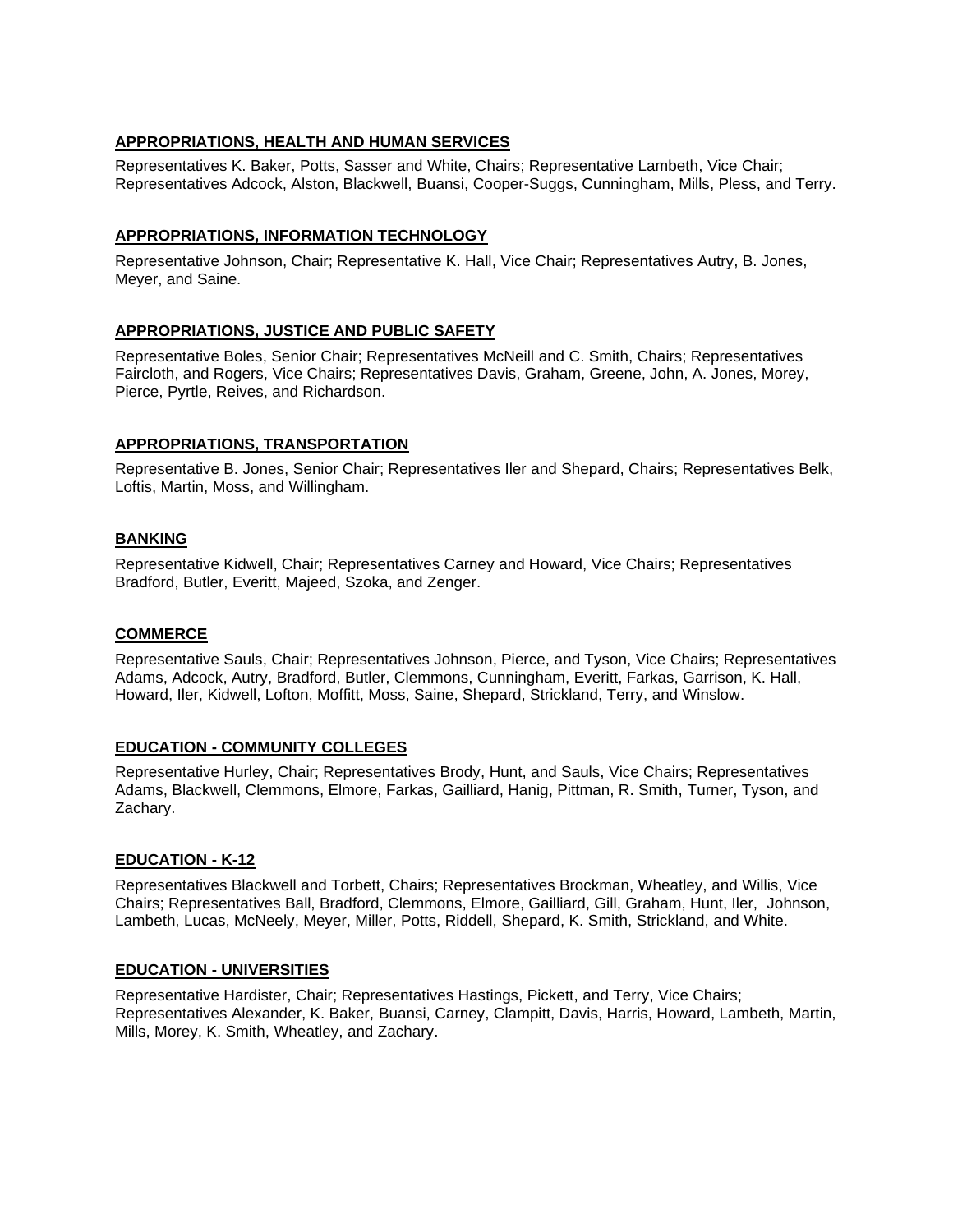**APPROPRIATIONS, HEALTH AND HUMAN SERVICES**

Representatives K. Baker, Potts, Sasser and White, Chairs; Representative Lambeth, Vice Chair; Representatives Adcock, Alston, Blackwell, Buansi, Cooper-Suggs, Cunningham, Mills, Pless, and Terry.

**APPROPRIATIONS, INFORMATION TECHNOLOGY**

Representative Johnson, Chair; Representative K. Hall, Vice Chair; Representatives Autry, B. Jones, Meyer, and Saine.

**APPROPRIATIONS, JUSTICE AND PUBLIC SAFETY**

Representative Boles, Senior Chair; Representatives McNeill and C. Smith, Chairs; Representatives Faircloth, and Rogers, Vice Chairs; Representatives Davis, Graham, Greene, John, A. Jones, Morey, Pierce, Pyrtle, Reives, and Richardson.

**APPROPRIATIONS, TRANSPORTATION**

Representative B. Jones, Senior Chair; Representatives Iler and Shepard, Chairs; Representatives Belk, Loftis, Martin, Moss, and Willingham.

**BANKING**

Representative Kidwell, Chair; Representatives Carney and Howard, Vice Chairs; Representatives Bradford, Butler, Everitt, Majeed, Szoka, and Zenger.

**COMMERCE**

Representative Sauls, Chair; Representatives Johnson, Pierce, and Tyson, Vice Chairs; Representatives Adams, Adcock, Autry, Bradford, Butler, Clemmons, Cunningham, Everitt, Farkas, Garrison, K. Hall, Howard, Iler, Kidwell, Lofton, Moffitt, Moss, Saine, Shepard, Strickland, Terry, and Winslow.

**EDUCATION - COMMUNITY COLLEGES**

Representative Hurley, Chair; Representatives Brody, Hunt, and Sauls, Vice Chairs; Representatives Adams, Blackwell, Clemmons, Elmore, Farkas, Gailliard, Hanig, Pittman, R. Smith, Turner, Tyson, and Zachary.

**EDUCATION - K-12**

Representatives Blackwell and Torbett, Chairs; Representatives Brockman, Wheatley, and Willis, Vice Chairs; Representatives Ball, Bradford, Clemmons, Elmore, Gailliard, Gill, Graham, Hunt, Iler, Johnson, Lambeth, Lucas, McNeely, Meyer, Miller, Potts, Riddell, Shepard, K. Smith, Strickland, and White.

**EDUCATION - UNIVERSITIES**

Representative Hardister, Chair; Representatives Hastings, Pickett, and Terry, Vice Chairs; Representatives Alexander, K. Baker, Buansi, Carney, Clampitt, Davis, Harris, Howard, Lambeth, Martin, Mills, Morey, K. Smith, Wheatley, and Zachary.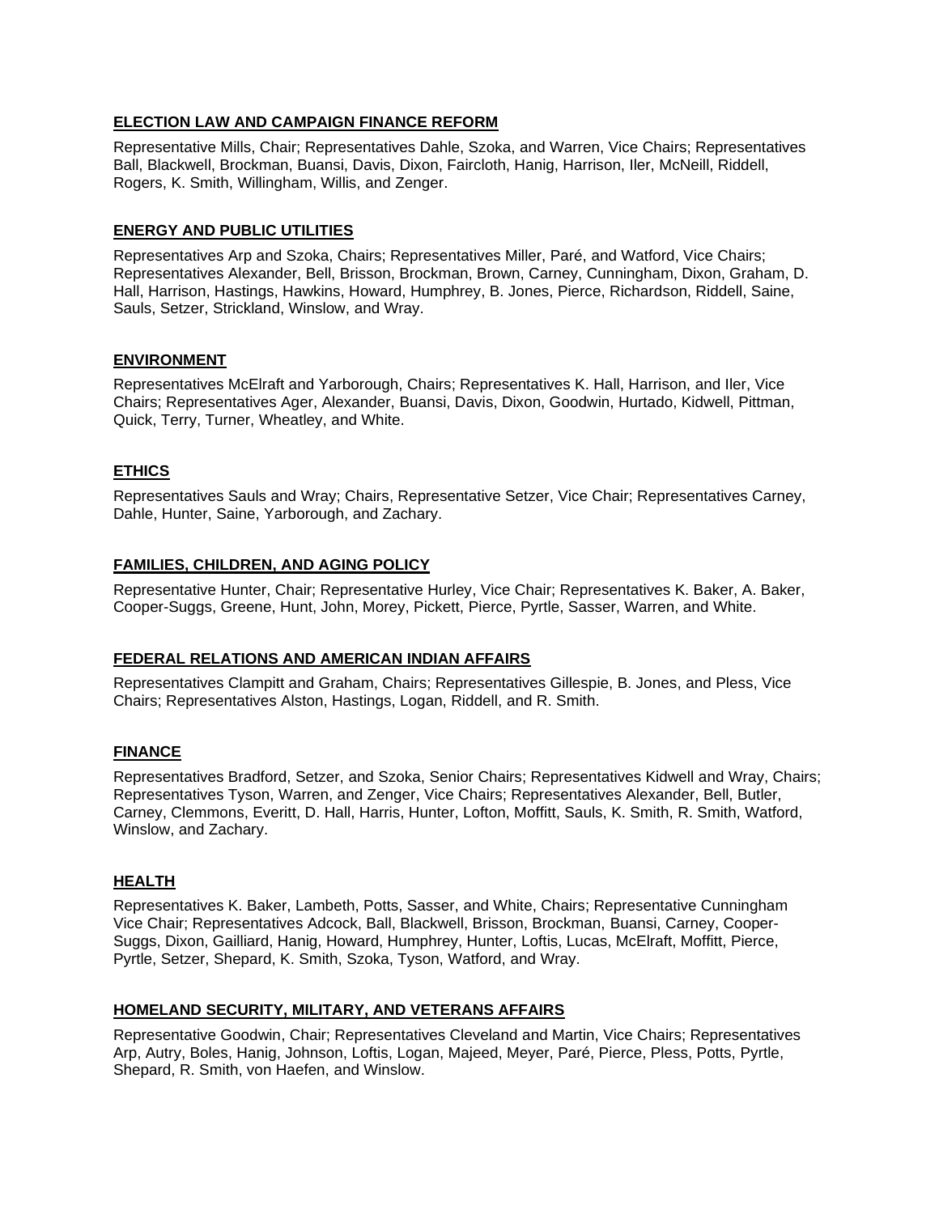**ELECTION LAW AND CAMPAIGN FINANCE REFORM**

Representative Mills, Chair; Representatives Dahle, Szoka, and Warren, Vice Chairs; Representatives Ball, Blackwell, Brockman, Buansi, Davis, Dixon, Faircloth, Hanig, Harrison, Iler, McNeill, Riddell, Rogers, K. Smith, Willingham, Willis, and Zenger.

**ENERGY AND PUBLIC UTILITIES**

Representatives Arp and Szoka, Chairs; Representatives Miller, Paré, and Watford, Vice Chairs; Representatives Alexander, Bell, Brisson, Brockman, Brown, Carney, Cunningham, Dixon, Graham, D. Hall, Harrison, Hastings, Hawkins, Howard, Humphrey, B. Jones, Pierce, Richardson, Riddell, Saine, Sauls, Setzer, Strickland, Winslow, and Wray.

**ENVIRONMENT**

Representatives McElraft and Yarborough, Chairs; Representatives K. Hall, Harrison, and Iler, Vice Chairs; Representatives Ager, Alexander, Buansi, Davis, Dixon, Goodwin, Hurtado, Kidwell, Pittman, Quick, Terry, Turner, Wheatley, and White.

**ETHICS**

Representatives Sauls and Wray; Chairs, Representative Setzer, Vice Chair; Representatives Carney, Dahle, Hunter, Saine, Yarborough, and Zachary.

**FAMILIES, CHILDREN, AND AGING POLICY**

Representative Hunter, Chair; Representative Hurley, Vice Chair; Representatives K. Baker, A. Baker, Cooper-Suggs, Greene, Hunt, John, Morey, Pickett, Pierce, Pyrtle, Sasser, Warren, and White.

**FEDERAL RELATIONS AND AMERICAN INDIAN AFFAIRS**

Representatives Clampitt and Graham, Chairs; Representatives Gillespie, B. Jones, and Pless, Vice Chairs; Representatives Alston, Hastings, Logan, Riddell, and R. Smith.

**FINANCE**

Representatives Bradford, Setzer, and Szoka, Senior Chairs; Representatives Kidwell and Wray, Chairs; Representatives Tyson, Warren, and Zenger, Vice Chairs; Representatives Alexander, Bell, Butler, Carney, Clemmons, Everitt, D. Hall, Harris, Hunter, Lofton, Moffitt, Sauls, K. Smith, R. Smith, Watford, Winslow, and Zachary.

**HEALTH**

Representatives K. Baker, Lambeth, Potts, Sasser, and White, Chairs; Representative Cunningham Vice Chair; Representatives Adcock, Ball, Blackwell, Brisson, Brockman, Buansi, Carney, Cooper-Suggs, Dixon, Gailliard, Hanig, Howard, Humphrey, Hunter, Loftis, Lucas, McElraft, Moffitt, Pierce, Pyrtle, Setzer, Shepard, K. Smith, Szoka, Tyson, Watford, and Wray.

**HOMELAND SECURITY, MILITARY, AND VETERANS AFFAIRS**

Representative Goodwin, Chair; Representatives Cleveland and Martin, Vice Chairs; Representatives Arp, Autry, Boles, Hanig, Johnson, Loftis, Logan, Majeed, Meyer, Paré, Pierce, Pless, Potts, Pyrtle, Shepard, R. Smith, von Haefen, and Winslow.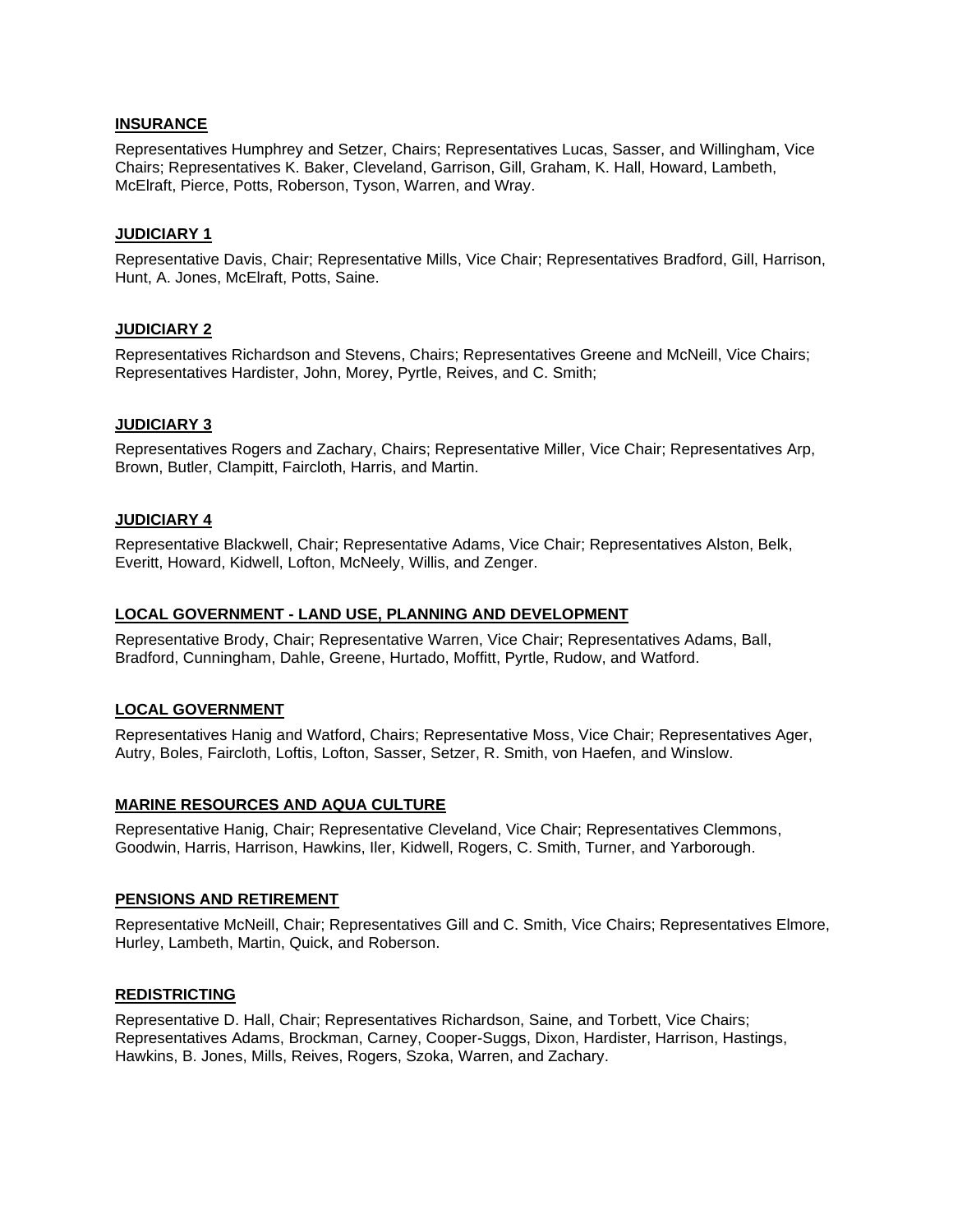**INSURANCE**

Representatives Humphrey and Setzer, Chairs; Representatives Lucas, Sasser, and Willingham, Vice Chairs; Representatives K. Baker, Cleveland, Garrison, Gill, Graham, K. Hall, Howard, Lambeth, McElraft, Pierce, Potts, Roberson, Tyson, Warren, and Wray.

**JUDICIARY 1**

Representative Davis, Chair; Representative Mills, Vice Chair; Representatives Bradford, Gill, Harrison, Hunt, A. Jones, McElraft, Potts, Saine.

**JUDICIARY 2**

Representatives Richardson and Stevens, Chairs; Representatives Greene and McNeill, Vice Chairs; Representatives Hardister, John, Morey, Pyrtle, Reives, and C. Smith;

**JUDICIARY 3**

Representatives Rogers and Zachary, Chairs; Representative Miller, Vice Chair; Representatives Arp, Brown, Butler, Clampitt, Faircloth, Harris, and Martin.

**JUDICIARY 4**

Representative Blackwell, Chair; Representative Adams, Vice Chair; Representatives Alston, Belk, Everitt, Howard, Kidwell, Lofton, McNeely, Willis, and Zenger.

**LOCAL GOVERNMENT - LAND USE, PLANNING AND DEVELOPMENT**

Representative Brody, Chair; Representative Warren, Vice Chair; Representatives Adams, Ball, Bradford, Cunningham, Dahle, Greene, Hurtado, Moffitt, Pyrtle, Rudow, and Watford.

**LOCAL GOVERNMENT**

Representatives Hanig and Watford, Chairs; Representative Moss, Vice Chair; Representatives Ager, Autry, Boles, Faircloth, Loftis, Lofton, Sasser, Setzer, R. Smith, von Haefen, and Winslow.

**MARINE RESOURCES AND AQUA CULTURE**

Representative Hanig, Chair; Representative Cleveland, Vice Chair; Representatives Clemmons, Goodwin, Harris, Harrison, Hawkins, Iler, Kidwell, Rogers, C. Smith, Turner, and Yarborough.

**PENSIONS AND RETIREMENT**

Representative McNeill, Chair; Representatives Gill and C. Smith, Vice Chairs; Representatives Elmore, Hurley, Lambeth, Martin, Quick, and Roberson.

**REDISTRICTING**

Representative D. Hall, Chair; Representatives Richardson, Saine, and Torbett, Vice Chairs; Representatives Adams, Brockman, Carney, Cooper-Suggs, Dixon, Hardister, Harrison, Hastings, Hawkins, B. Jones, Mills, Reives, Rogers, Szoka, Warren, and Zachary.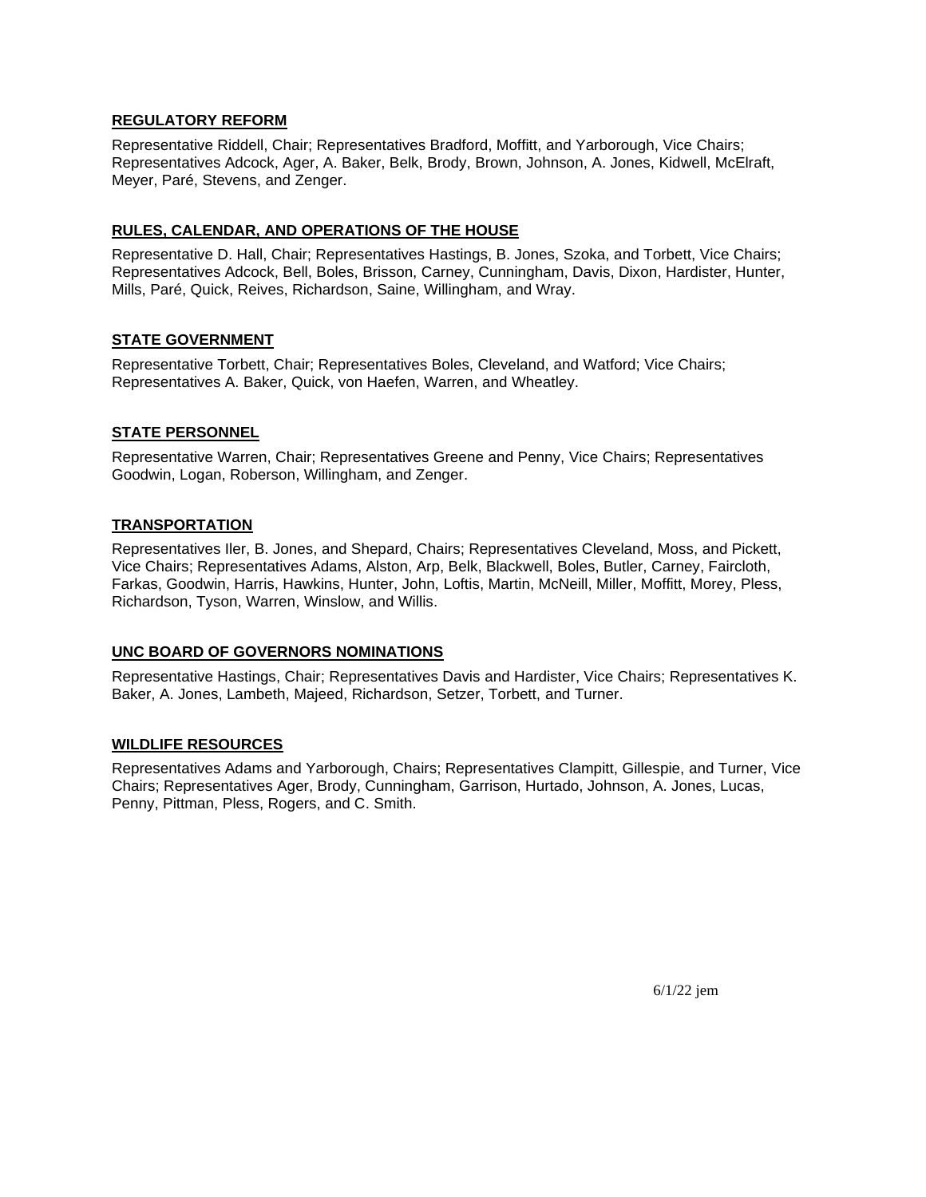**REGULATORY REFORM**

Representative Riddell, Chair; Representatives Bradford, Moffitt, and Yarborough, Vice Chairs; Representatives Adcock, Ager, A. Baker, Belk, Brody, Brown, Johnson, A. Jones, Kidwell, McElraft, Meyer, Paré, Stevens, and Zenger.

**RULES, CALENDAR, AND OPERATIONS OF THE HOUSE**

Representative D. Hall, Chair; Representatives Hastings, B. Jones, Szoka, and Torbett, Vice Chairs; Representatives Adcock, Bell, Boles, Brisson, Carney, Cunningham, Davis, Dixon, Hardister, Hunter, Mills, Paré, Quick, Reives, Richardson, Saine, Willingham, and Wray.

**STATE GOVERNMENT**

Representative Torbett, Chair; Representatives Boles, Cleveland, and Watford; Vice Chairs; Representatives A. Baker, Quick, von Haefen, Warren, and Wheatley.

**STATE PERSONNEL**

Representative Warren, Chair; Representatives Greene and Penny, Vice Chairs; Representatives Goodwin, Logan, Roberson, Willingham, and Zenger.

**TRANSPORTATION**

Representatives Iler, B. Jones, and Shepard, Chairs; Representatives Cleveland, Moss, and Pickett, Vice Chairs; Representatives Adams, Alston, Arp, Belk, Blackwell, Boles, Butler, Carney, Faircloth, Farkas, Goodwin, Harris, Hawkins, Hunter, John, Loftis, Martin, McNeill, Miller, Moffitt, Morey, Pless, Richardson, Tyson, Warren, Winslow, and Willis.

**UNC BOARD OF GOVERNORS NOMINATIONS**

Representative Hastings, Chair; Representatives Davis and Hardister, Vice Chairs; Representatives K. Baker, A. Jones, Lambeth, Majeed, Richardson, Setzer, Torbett, and Turner.

**WILDLIFE RESOURCES**

Representatives Adams and Yarborough, Chairs; Representatives Clampitt, Gillespie, and Turner, Vice Chairs; Representatives Ager, Brody, Cunningham, Garrison, Hurtado, Johnson, A. Jones, Lucas, Penny, Pittman, Pless, Rogers, and C. Smith.

6/1/22 jem